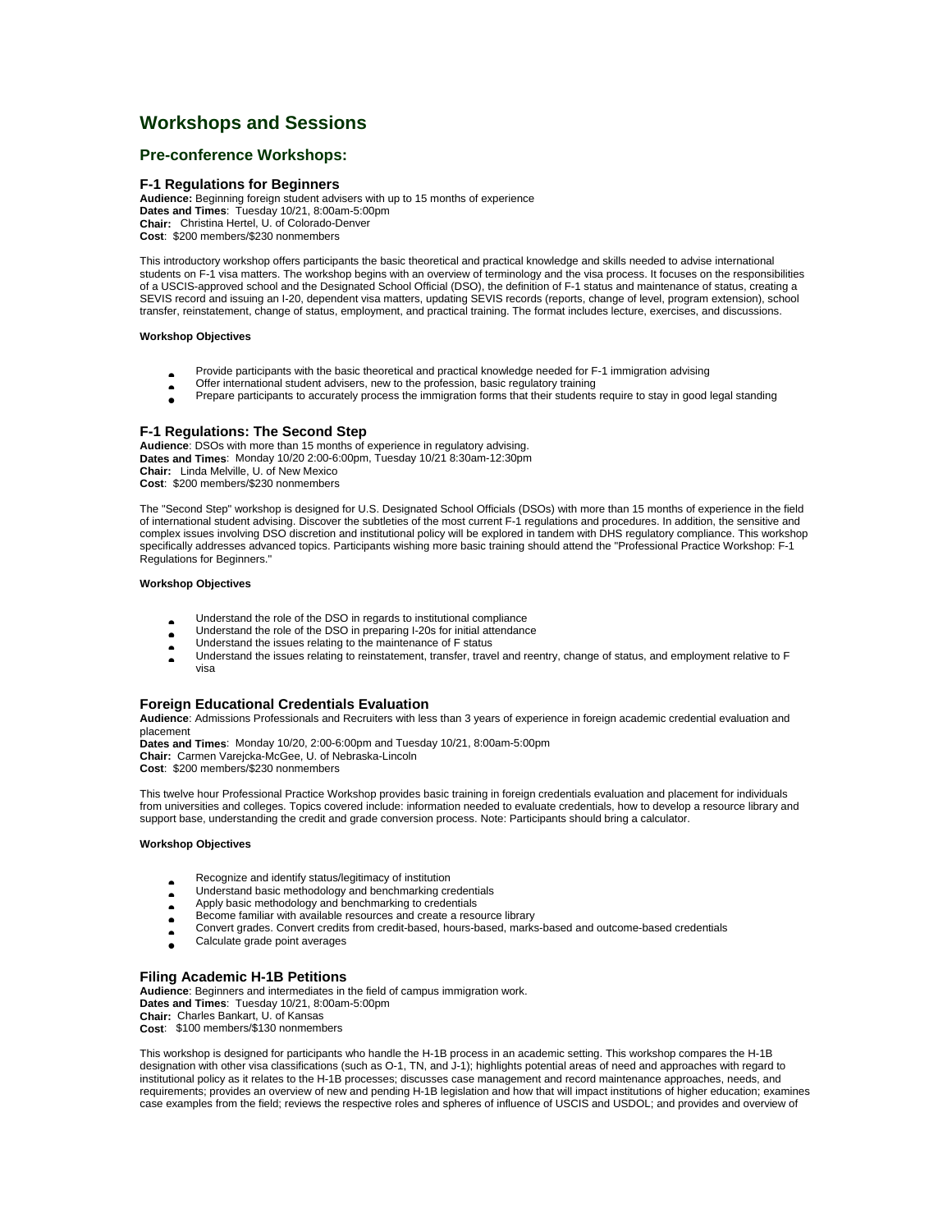# Workshops and Sessions

## Pre-conference Workshops:

### F-1 Regulations for Beginners

**Audience:** Beginning foreign student advisers with up to 15 months of experience
**Dates and Times**: Tuesday 10/21, 8:00am-5:00pm
**Chair:** Christina Hertel, U. of Colorado-Denver
**Cost**: $200 members/$230 nonmembers

This introductory workshop offers participants the basic theoretical and practical knowledge and skills needed to advise international students on F-1 visa matters. The workshop begins with an overview of terminology and the visa process. It focuses on the responsibilities of a USCIS-approved school and the Designated School Official (DSO), the definition of F-1 status and maintenance of status, creating a SEVIS record and issuing an I-20, dependent visa matters, updating SEVIS records (reports, change of level, program extension), school transfer, reinstatement, change of status, employment, and practical training. The format includes lecture, exercises, and discussions.

**Workshop Objectives**

- Provide participants with the basic theoretical and practical knowledge needed for F-1 immigration advising
- Offer international student advisers, new to the profession, basic regulatory training
- Prepare participants to accurately process the immigration forms that their students require to stay in good legal standing

### F-1 Regulations: The Second Step

**Audience**: DSOs with more than 15 months of experience in regulatory advising.
**Dates and Times**: Monday 10/20 2:00-6:00pm, Tuesday 10/21 8:30am-12:30pm
**Chair:** Linda Melville, U. of New Mexico
**Cost**: $200 members/$230 nonmembers

The "Second Step" workshop is designed for U.S. Designated School Officials (DSOs) with more than 15 months of experience in the field of international student advising. Discover the subtleties of the most current F-1 regulations and procedures. In addition, the sensitive and complex issues involving DSO discretion and institutional policy will be explored in tandem with DHS regulatory compliance. This workshop specifically addresses advanced topics. Participants wishing more basic training should attend the "Professional Practice Workshop: F-1 Regulations for Beginners."

**Workshop Objectives**

- Understand the role of the DSO in regards to institutional compliance
- Understand the role of the DSO in preparing I-20s for initial attendance
- Understand the issues relating to the maintenance of F status
- Understand the issues relating to reinstatement, transfer, travel and reentry, change of status, and employment relative to F visa

### Foreign Educational Credentials Evaluation

**Audience**: Admissions Professionals and Recruiters with less than 3 years of experience in foreign academic credential evaluation and placement
**Dates and Times**: Monday 10/20, 2:00-6:00pm and Tuesday 10/21, 8:00am-5:00pm
**Chair:** Carmen Varejcka-McGee, U. of Nebraska-Lincoln
**Cost**: $200 members/$230 nonmembers

This twelve hour Professional Practice Workshop provides basic training in foreign credentials evaluation and placement for individuals from universities and colleges. Topics covered include: information needed to evaluate credentials, how to develop a resource library and support base, understanding the credit and grade conversion process. Note: Participants should bring a calculator.

**Workshop Objectives**

- Recognize and identify status/legitimacy of institution
- Understand basic methodology and benchmarking credentials
- Apply basic methodology and benchmarking to credentials
- Become familiar with available resources and create a resource library
- Convert grades. Convert credits from credit-based, hours-based, marks-based and outcome-based credentials
- Calculate grade point averages

### Filing Academic H-1B Petitions

**Audience**: Beginners and intermediates in the field of campus immigration work.
**Dates and Times**: Tuesday 10/21, 8:00am-5:00pm
**Chair:** Charles Bankart, U. of Kansas
**Cost**: $100 members/$130 nonmembers

This workshop is designed for participants who handle the H-1B process in an academic setting. This workshop compares the H-1B designation with other visa classifications (such as O-1, TN, and J-1); highlights potential areas of need and approaches with regard to institutional policy as it relates to the H-1B processes; discusses case management and record maintenance approaches, needs, and requirements; provides an overview of new and pending H-1B legislation and how that will impact institutions of higher education; examines case examples from the field; reviews the respective roles and spheres of influence of USCIS and USDOL; and provides and overview of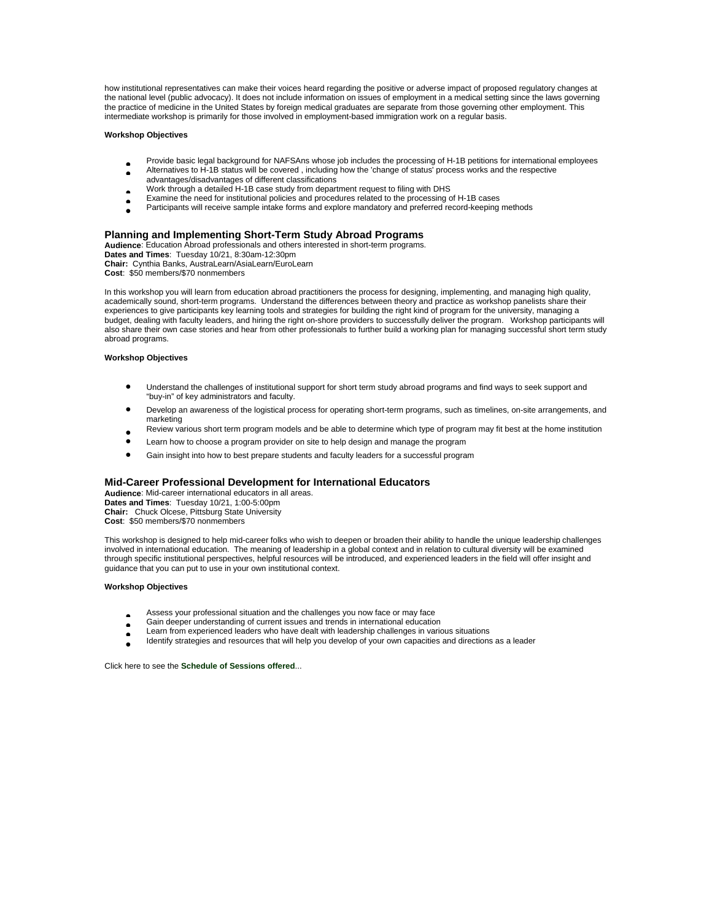how institutional representatives can make their voices heard regarding the positive or adverse impact of proposed regulatory changes at the national level (public advocacy). It does not include information on issues of employment in a medical setting since the laws governing the practice of medicine in the United States by foreign medical graduates are separate from those governing other employment. This intermediate workshop is primarily for those involved in employment-based immigration work on a regular basis.

**Workshop Objectives**

- Provide basic legal background for NAFSAns whose job includes the processing of H-1B petitions for international employees
- Alternatives to H-1B status will be covered , including how the 'change of status' process works and the respective advantages/disadvantages of different classifications
- Work through a detailed H-1B case study from department request to filing with DHS
- Examine the need for institutional policies and procedures related to the processing of H-1B cases
- Participants will receive sample intake forms and explore mandatory and preferred record-keeping methods

### Planning and Implementing Short-Term Study Abroad Programs

**Audience**: Education Abroad professionals and others interested in short-term programs.
**Dates and Times**: Tuesday 10/21, 8:30am-12:30pm
**Chair:** Cynthia Banks, AustraLearn/AsiaLearn/EuroLearn
**Cost**: $50 members/$70 nonmembers

In this workshop you will learn from education abroad practitioners the process for designing, implementing, and managing high quality, academically sound, short-term programs. Understand the differences between theory and practice as workshop panelists share their experiences to give participants key learning tools and strategies for building the right kind of program for the university, managing a budget, dealing with faculty leaders, and hiring the right on-shore providers to successfully deliver the program. Workshop participants will also share their own case stories and hear from other professionals to further build a working plan for managing successful short term study abroad programs.

**Workshop Objectives**

- Understand the challenges of institutional support for short term study abroad programs and find ways to seek support and "buy-in" of key administrators and faculty.
- Develop an awareness of the logistical process for operating short-term programs, such as timelines, on-site arrangements, and marketing
- Review various short term program models and be able to determine which type of program may fit best at the home institution
- Learn how to choose a program provider on site to help design and manage the program
- Gain insight into how to best prepare students and faculty leaders for a successful program

### Mid-Career Professional Development for International Educators

**Audience**: Mid-career international educators in all areas.
**Dates and Times**: Tuesday 10/21, 1:00-5:00pm
**Chair:** Chuck Olcese, Pittsburg State University
**Cost**: $50 members/$70 nonmembers

This workshop is designed to help mid-career folks who wish to deepen or broaden their ability to handle the unique leadership challenges involved in international education. The meaning of leadership in a global context and in relation to cultural diversity will be examined through specific institutional perspectives, helpful resources will be introduced, and experienced leaders in the field will offer insight and guidance that you can put to use in your own institutional context.

**Workshop Objectives**

- Assess your professional situation and the challenges you now face or may face
- Gain deeper understanding of current issues and trends in international education
- Learn from experienced leaders who have dealt with leadership challenges in various situations
- Identify strategies and resources that will help you develop of your own capacities and directions as a leader

Click here to see the **Schedule of Sessions offered**...